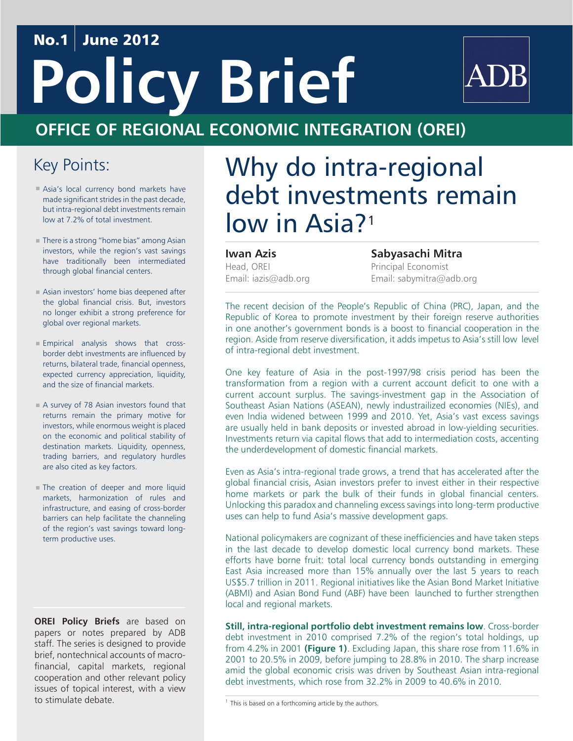No.1 | June 2012

# Policy Brief

ADB

## OFFICE OF REGIONAL ECONOMIC INTEGRATION (OREI)

# Why do intra-regional debt investments remain low in Asia?[1]

**Iwan Azis**
Head, OREI
Email: iazis@adb.org

**Sabyasachi Mitra**
Principal Economist
Email: sabymitra@adb.org

## Key Points:

- Asia's local currency bond markets have made significant strides in the past decade, but intra-regional debt investments remain low at 7.2% of total investment.
- There is a strong "home bias" among Asian investors, while the region's vast savings have traditionally been intermediated through global financial centers.
- Asian investors' home bias deepened after the global financial crisis. But, investors no longer exhibit a strong preference for global over regional markets.
- Empirical analysis shows that cross-border debt investments are influenced by returns, bilateral trade, financial openness, expected currency appreciation, liquidity, and the size of financial markets.
- A survey of 78 Asian investors found that returns remain the primary motive for investors, while enormous weight is placed on the economic and political stability of destination markets. Liquidity, openness, trading barriers, and regulatory hurdles are also cited as key factors.
- The creation of deeper and more liquid markets, harmonization of rules and infrastructure, and easing of cross-border barriers can help facilitate the channeling of the region's vast savings toward long-term productive uses.

**OREI Policy Briefs** are based on papers or notes prepared by ADB staff. The series is designed to provide brief, nontechnical accounts of macro-financial, capital markets, regional cooperation and other relevant policy issues of topical interest, with a view to stimulate debate.

The recent decision of the People's Republic of China (PRC), Japan, and the Republic of Korea to promote investment by their foreign reserve authorities in one another's government bonds is a boost to financial cooperation in the region. Aside from reserve diversification, it adds impetus to Asia's still low level of intra-regional debt investment.

One key feature of Asia in the post-1997/98 crisis period has been the transformation from a region with a current account deficit to one with a current account surplus. The savings-investment gap in the Association of Southeast Asian Nations (ASEAN), newly industrailized economies (NIEs), and even India widened between 1999 and 2010. Yet, Asia's vast excess savings are usually held in bank deposits or invested abroad in low-yielding securities. Investments return via capital flows that add to intermediation costs, accenting the underdevelopment of domestic financial markets.

Even as Asia's intra-regional trade grows, a trend that has accelerated after the global financial crisis, Asian investors prefer to invest either in their respective home markets or park the bulk of their funds in global financial centers. Unlocking this paradox and channeling excess savings into long-term productive uses can help to fund Asia's massive development gaps.

National policymakers are cognizant of these inefficiencies and have taken steps in the last decade to develop domestic local currency bond markets. These efforts have borne fruit: total local currency bonds outstanding in emerging East Asia increased more than 15% annually over the last 5 years to reach US$5.7 trillion in 2011. Regional initiatives like the Asian Bond Market Initiative (ABMI) and Asian Bond Fund (ABF) have been launched to further strengthen local and regional markets.

**Still, intra-regional portfolio debt investment remains low**. Cross-border debt investment in 2010 comprised 7.2% of the region's total holdings, up from 4.2% in 2001 **(Figure 1)**. Excluding Japan, this share rose from 11.6% in 2001 to 20.5% in 2009, before jumping to 28.8% in 2010. The sharp increase amid the global economic crisis was driven by Southeast Asian intra-regional debt investments, which rose from 32.2% in 2009 to 40.6% in 2010.

[1] This is based on a forthcoming article by the authors.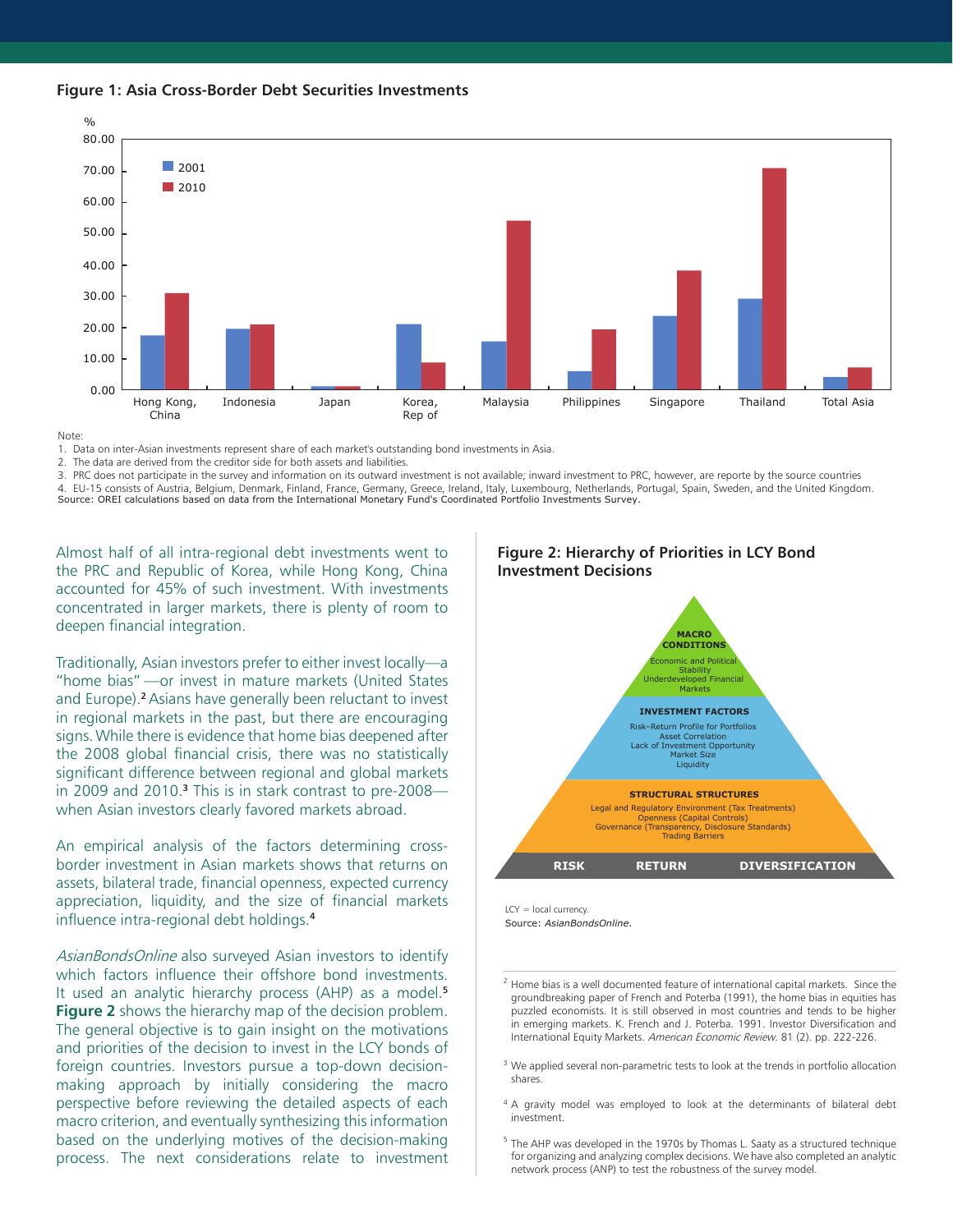### Figure 1: Asia Cross-Border Debt Securities Investments

| % | 2001 | 2010 |
|---|---|---|
| Hong Kong, China | 17.5 | 31.0 |
| Indonesia | 19.5 | 21.0 |
| Japan | 1.0 | 1.0 |
| Korea, Rep of | 21.0 | 8.5 |
| Malaysia | 15.5 | 54.0 |
| Philippines | 6.0 | 19.5 |
| Singapore | 23.5 | 38.0 |
| Thailand | 29.0 | 71.0 |
| Total Asia | 4.0 | 7.0 |

Note:
1. Data on inter-Asian investments represent share of each market's outstanding bond investments in Asia.
2. The data are derived from the creditor side for both assets and liabilities.
3. PRC does not participate in the survey and information on its outward investment is not available; inward investment to PRC, however, are reporte by the source countries
4. EU-15 consists of Austria, Belgium, Denmark, Finland, France, Germany, Greece, Ireland, Italy, Luxembourg, Netherlands, Portugal, Spain, Sweden, and the United Kingdom.

Source: OREI calculations based on data from the International Monetary Fund's Coordinated Portfolio Investments Survey.

Almost half of all intra-regional debt investments went to the PRC and Republic of Korea, while Hong Kong, China accounted for 45% of such investment. With investments concentrated in larger markets, there is plenty of room to deepen financial integration.

Traditionally, Asian investors prefer to either invest locally—a "home bias" —or invest in mature markets (United States and Europe).[2] Asians have generally been reluctant to invest in regional markets in the past, but there are encouraging signs. While there is evidence that home bias deepened after the 2008 global financial crisis, there was no statistically significant difference between regional and global markets in 2009 and 2010.[3] This is in stark contrast to pre-2008—when Asian investors clearly favored markets abroad.

An empirical analysis of the factors determining cross-border investment in Asian markets shows that returns on assets, bilateral trade, financial openness, expected currency appreciation, liquidity, and the size of financial markets influence intra-regional debt holdings.[4]

*AsianBondsOnline* also surveyed Asian investors to identify which factors influence their offshore bond investments. It used an analytic hierarchy process (AHP) as a model.[5] **Figure 2** shows the hierarchy map of the decision problem. The general objective is to gain insight on the motivations and priorities of the decision to invest in the LCY bonds of foreign countries. Investors pursue a top-down decision-making approach by initially considering the macro perspective before reviewing the detailed aspects of each macro criterion, and eventually synthesizing this information based on the underlying motives of the decision-making process. The next considerations relate to investment

### Figure 2: Hierarchy of Priorities in LCY Bond Investment Decisions

**MACRO CONDITIONS**
Economic and Political Stability
Underdeveloped Financial Markets

**INVESTMENT FACTORS**
Risk–Return Profile for Portfolios
Asset Correlation
Lack of Investment Opportunity
Market Size
Liquidity

**STRUCTURAL STRUCTURES**
Legal and Regulatory Environment (Tax Treatments)
Openness (Capital Controls)
Governance (Transparency, Disclosure Standards)
Trading Barriers

**RISK** | **RETURN** | **DIVERSIFICATION**

LCY = local currency.
Source: *AsianBondsOnline*.

---

[2] Home bias is a well documented feature of international capital markets. Since the groundbreaking paper of French and Poterba (1991), the home bias in equities has puzzled economists. It is still observed in most countries and tends to be higher in emerging markets. K. French and J. Poterba. 1991. Investor Diversification and International Equity Markets. *American Economic Review*. 81 (2). pp. 222-226.

[3] We applied several non-parametric tests to look at the trends in portfolio allocation shares.

[4] A gravity model was employed to look at the determinants of bilateral debt investment.

[5] The AHP was developed in the 1970s by Thomas L. Saaty as a structured technique for organizing and analyzing complex decisions. We have also completed an analytic network process (ANP) to test the robustness of the survey model.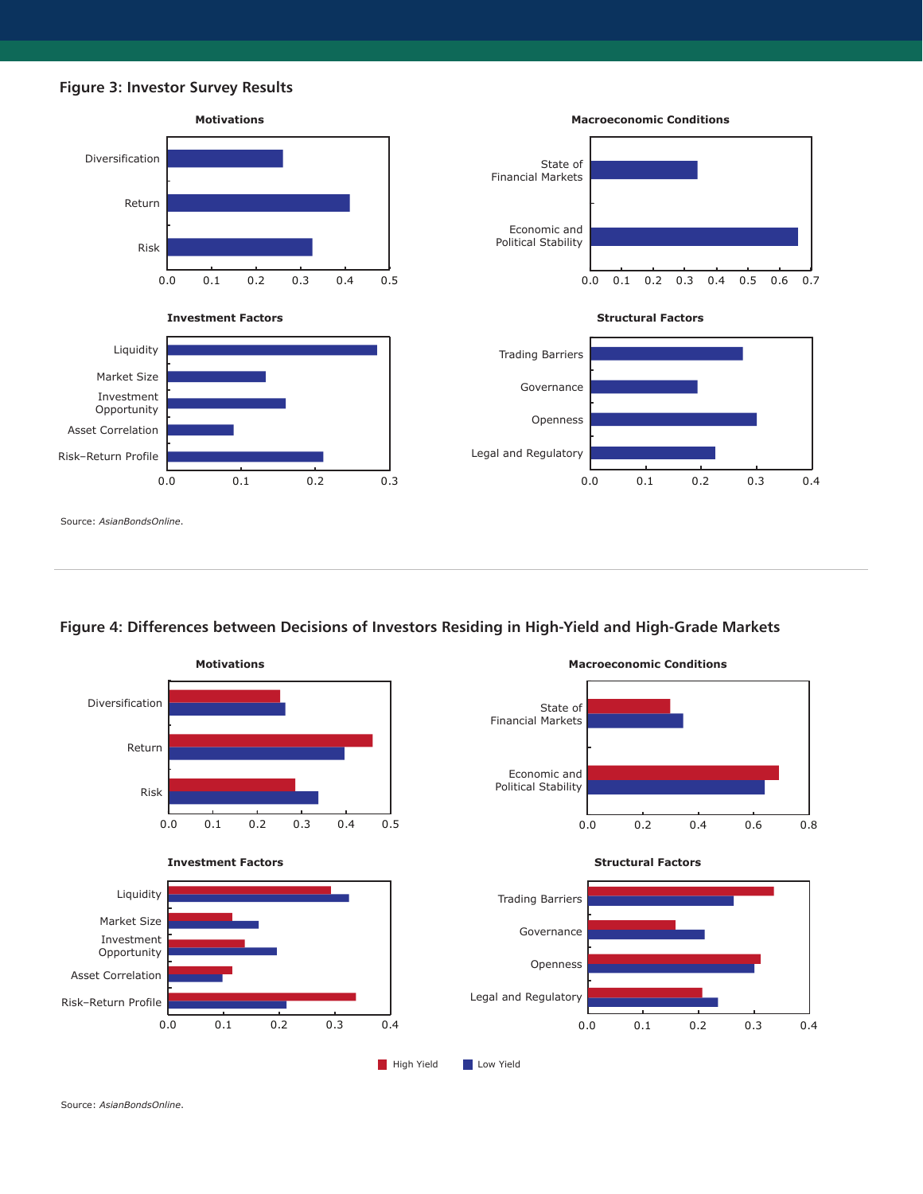**Figure 3: Investor Survey Results**

Motivations

Diversification

Return

Risk

0.0 0.1 0.2 0.3 0.4 0.5

Macroeconomic Conditions

State of Financial Markets

Economic and Political Stability

0.0 0.1 0.2 0.3 0.4 0.5 0.6 0.7

Investment Factors

Liquidity

Market Size

Investment Opportunity

Asset Correlation

Risk–Return Profile

0.0 0.1 0.2 0.3

Structural Factors

Trading Barriers

Governance

Openness

Legal and Regulatory

0.0 0.1 0.2 0.3 0.4

Source: *AsianBondsOnline*.

**Figure 4: Differences between Decisions of Investors Residing in High-Yield and High-Grade Markets**

Motivations

Diversification

Return

Risk

0.0 0.1 0.2 0.3 0.4 0.5

Macroeconomic Conditions

State of Financial Markets

Economic and Political Stability

0.0 0.2 0.4 0.6 0.8

Investment Factors

Liquidity

Market Size

Investment Opportunity

Asset Correlation

Risk–Return Profile

0.0 0.1 0.2 0.3 0.4

Structural Factors

Trading Barriers

Governance

Openness

Legal and Regulatory

0.0 0.1 0.2 0.3 0.4

High Yield Low Yield

Source: *AsianBondsOnline*.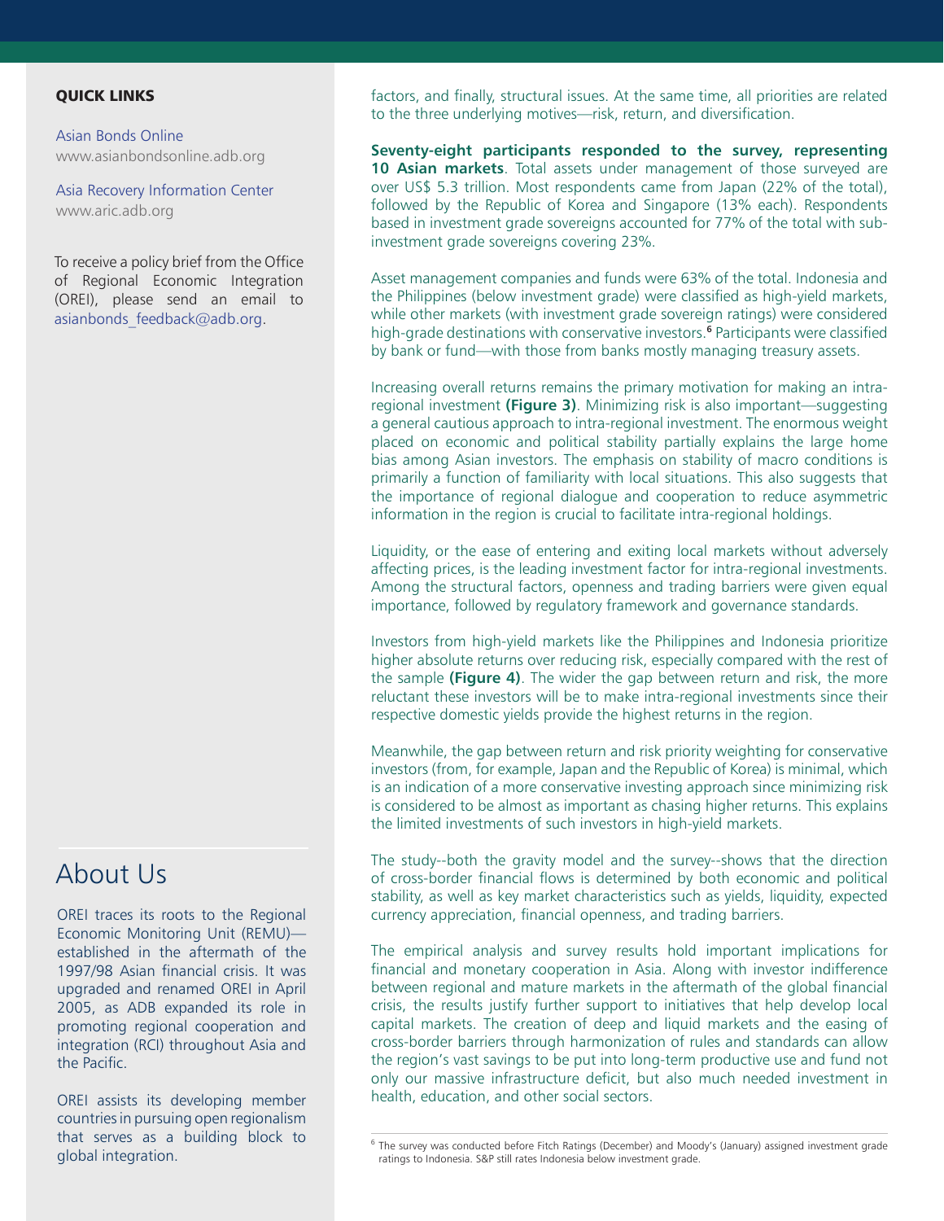factors, and finally, structural issues. At the same time, all priorities are related to the three underlying motives—risk, return, and diversification.

**Seventy-eight participants responded to the survey, representing 10 Asian markets**. Total assets under management of those surveyed are over US$ 5.3 trillion. Most respondents came from Japan (22% of the total), followed by the Republic of Korea and Singapore (13% each). Respondents based in investment grade sovereigns accounted for 77% of the total with sub-investment grade sovereigns covering 23%.

Asset management companies and funds were 63% of the total. Indonesia and the Philippines (below investment grade) were classified as high-yield markets, while other markets (with investment grade sovereign ratings) were considered high-grade destinations with conservative investors.[6] Participants were classified by bank or fund—with those from banks mostly managing treasury assets.

Increasing overall returns remains the primary motivation for making an intra-regional investment **(Figure 3)**. Minimizing risk is also important—suggesting a general cautious approach to intra-regional investment. The enormous weight placed on economic and political stability partially explains the large home bias among Asian investors. The emphasis on stability of macro conditions is primarily a function of familiarity with local situations. This also suggests that the importance of regional dialogue and cooperation to reduce asymmetric information in the region is crucial to facilitate intra-regional holdings.

Liquidity, or the ease of entering and exiting local markets without adversely affecting prices, is the leading investment factor for intra-regional investments. Among the structural factors, openness and trading barriers were given equal importance, followed by regulatory framework and governance standards.

Investors from high-yield markets like the Philippines and Indonesia prioritize higher absolute returns over reducing risk, especially compared with the rest of the sample **(Figure 4)**. The wider the gap between return and risk, the more reluctant these investors will be to make intra-regional investments since their respective domestic yields provide the highest returns in the region.

Meanwhile, the gap between return and risk priority weighting for conservative investors (from, for example, Japan and the Republic of Korea) is minimal, which is an indication of a more conservative investing approach since minimizing risk is considered to be almost as important as chasing higher returns. This explains the limited investments of such investors in high-yield markets.

The study--both the gravity model and the survey--shows that the direction of cross-border financial flows is determined by both economic and political stability, as well as key market characteristics such as yields, liquidity, expected currency appreciation, financial openness, and trading barriers.

The empirical analysis and survey results hold important implications for financial and monetary cooperation in Asia. Along with investor indifference between regional and mature markets in the aftermath of the global financial crisis, the results justify further support to initiatives that help develop local capital markets. The creation of deep and liquid markets and the easing of cross-border barriers through harmonization of rules and standards can allow the region's vast savings to be put into long-term productive use and fund not only our massive infrastructure deficit, but also much needed investment in health, education, and other social sectors.

[6] The survey was conducted before Fitch Ratings (December) and Moody's (January) assigned investment grade ratings to Indonesia. S&P still rates Indonesia below investment grade.

**QUICK LINKS**

Asian Bonds Online
www.asianbondsonline.adb.org

Asia Recovery Information Center
www.aric.adb.org

To receive a policy brief from the Office of Regional Economic Integration (OREI), please send an email to asianbonds_feedback@adb.org.

## About Us

OREI traces its roots to the Regional Economic Monitoring Unit (REMU)—established in the aftermath of the 1997/98 Asian financial crisis. It was upgraded and renamed OREI in April 2005, as ADB expanded its role in promoting regional cooperation and integration (RCI) throughout Asia and the Pacific.

OREI assists its developing member countries in pursuing open regionalism that serves as a building block to global integration.